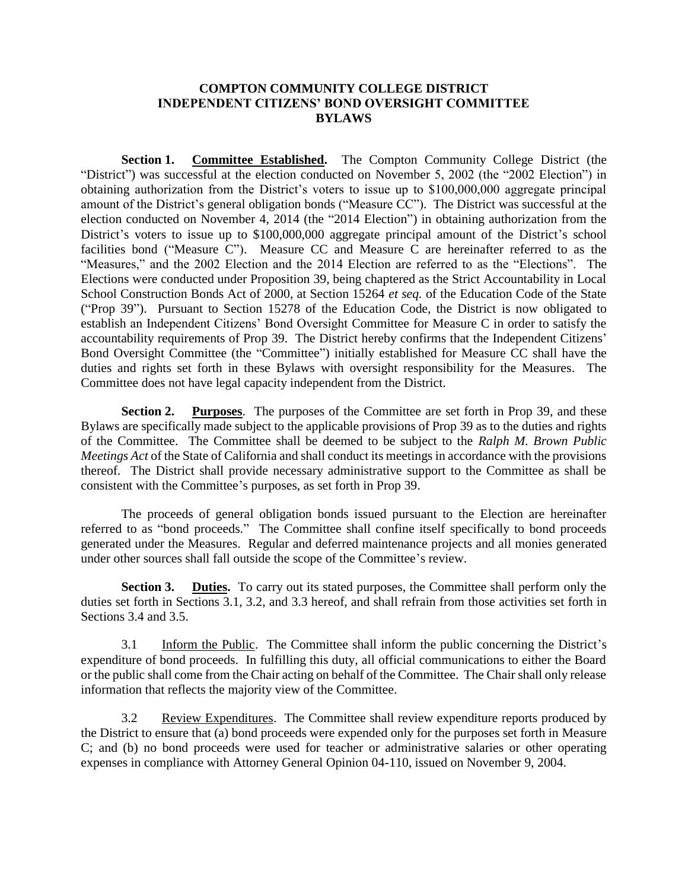# COMPTON COMMUNITY COLLEGE DISTRICT INDEPENDENT CITIZENS' BOND OVERSIGHT COMMITTEE BYLAWS

**Section 1. Committee Established.** The Compton Community College District (the "District") was successful at the election conducted on November 5, 2002 (the "2002 Election") in obtaining authorization from the District's voters to issue up to $100,000,000 aggregate principal amount of the District's general obligation bonds ("Measure CC"). The District was successful at the election conducted on November 4, 2014 (the "2014 Election") in obtaining authorization from the District's voters to issue up to $100,000,000 aggregate principal amount of the District's school facilities bond ("Measure C"). Measure CC and Measure C are hereinafter referred to as the "Measures," and the 2002 Election and the 2014 Election are referred to as the "Elections". The Elections were conducted under Proposition 39, being chaptered as the Strict Accountability in Local School Construction Bonds Act of 2000, at Section 15264 *et seq.* of the Education Code of the State ("Prop 39"). Pursuant to Section 15278 of the Education Code, the District is now obligated to establish an Independent Citizens' Bond Oversight Committee for Measure C in order to satisfy the accountability requirements of Prop 39. The District hereby confirms that the Independent Citizens' Bond Oversight Committee (the "Committee") initially established for Measure CC shall have the duties and rights set forth in these Bylaws with oversight responsibility for the Measures. The Committee does not have legal capacity independent from the District.

**Section 2. Purposes**. The purposes of the Committee are set forth in Prop 39, and these Bylaws are specifically made subject to the applicable provisions of Prop 39 as to the duties and rights of the Committee. The Committee shall be deemed to be subject to the *Ralph M. Brown Public Meetings Act* of the State of California and shall conduct its meetings in accordance with the provisions thereof. The District shall provide necessary administrative support to the Committee as shall be consistent with the Committee's purposes, as set forth in Prop 39.

The proceeds of general obligation bonds issued pursuant to the Election are hereinafter referred to as "bond proceeds." The Committee shall confine itself specifically to bond proceeds generated under the Measures. Regular and deferred maintenance projects and all monies generated under other sources shall fall outside the scope of the Committee's review.

**Section 3. Duties.** To carry out its stated purposes, the Committee shall perform only the duties set forth in Sections 3.1, 3.2, and 3.3 hereof, and shall refrain from those activities set forth in Sections 3.4 and 3.5.

3.1 Inform the Public. The Committee shall inform the public concerning the District's expenditure of bond proceeds. In fulfilling this duty, all official communications to either the Board or the public shall come from the Chair acting on behalf of the Committee. The Chair shall only release information that reflects the majority view of the Committee.

3.2 Review Expenditures. The Committee shall review expenditure reports produced by the District to ensure that (a) bond proceeds were expended only for the purposes set forth in Measure C; and (b) no bond proceeds were used for teacher or administrative salaries or other operating expenses in compliance with Attorney General Opinion 04-110, issued on November 9, 2004.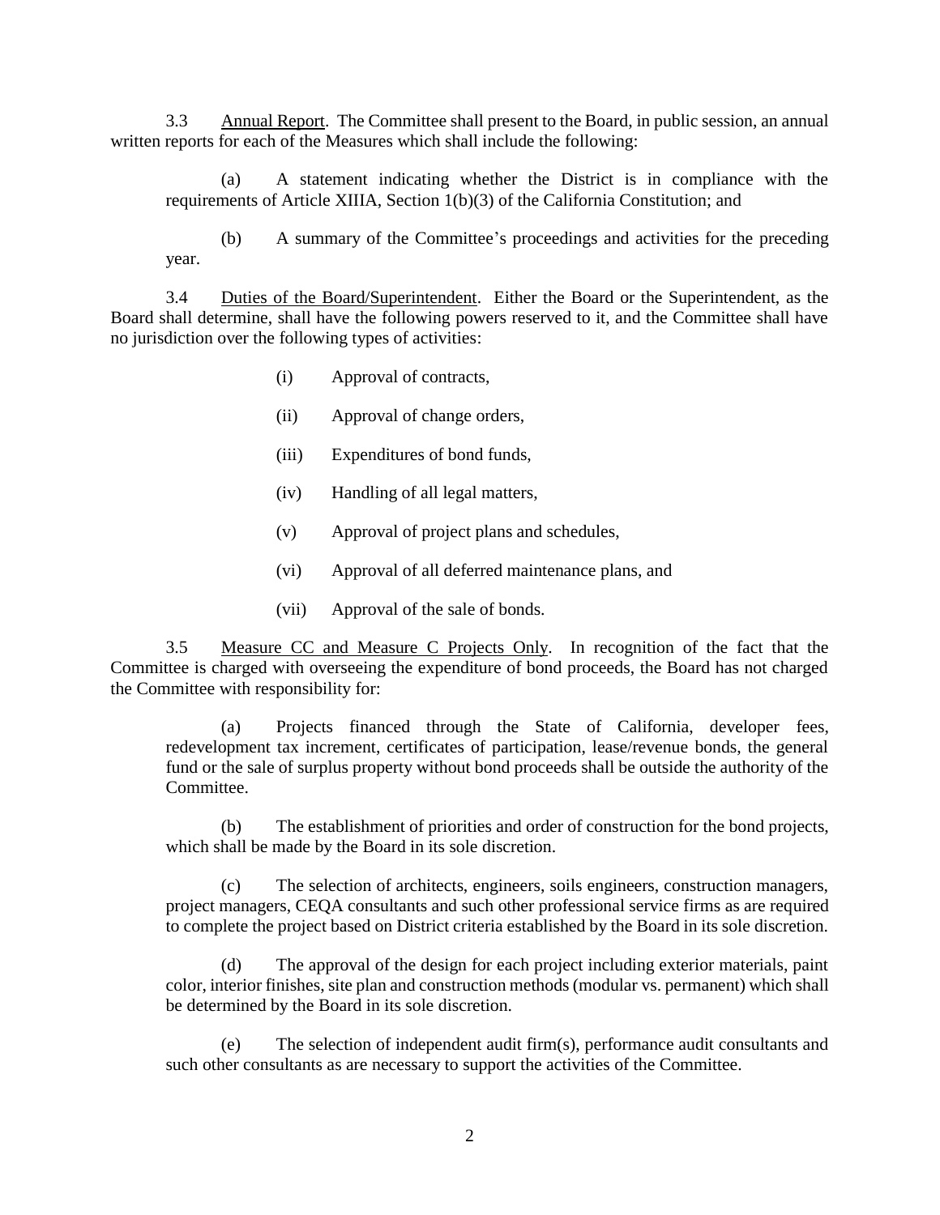3.3 Annual Report. The Committee shall present to the Board, in public session, an annual written reports for each of the Measures which shall include the following:

(a) A statement indicating whether the District is in compliance with the requirements of Article XIIIA, Section 1(b)(3) of the California Constitution; and

(b) A summary of the Committee's proceedings and activities for the preceding year.

3.4 Duties of the Board/Superintendent. Either the Board or the Superintendent, as the Board shall determine, shall have the following powers reserved to it, and the Committee shall have no jurisdiction over the following types of activities:

(i) Approval of contracts,

(ii) Approval of change orders,

(iii) Expenditures of bond funds,

(iv) Handling of all legal matters,

(v) Approval of project plans and schedules,

(vi) Approval of all deferred maintenance plans, and

(vii) Approval of the sale of bonds.

3.5 Measure CC and Measure C Projects Only. In recognition of the fact that the Committee is charged with overseeing the expenditure of bond proceeds, the Board has not charged the Committee with responsibility for:

(a) Projects financed through the State of California, developer fees, redevelopment tax increment, certificates of participation, lease/revenue bonds, the general fund or the sale of surplus property without bond proceeds shall be outside the authority of the Committee.

(b) The establishment of priorities and order of construction for the bond projects, which shall be made by the Board in its sole discretion.

(c) The selection of architects, engineers, soils engineers, construction managers, project managers, CEQA consultants and such other professional service firms as are required to complete the project based on District criteria established by the Board in its sole discretion.

(d) The approval of the design for each project including exterior materials, paint color, interior finishes, site plan and construction methods (modular vs. permanent) which shall be determined by the Board in its sole discretion.

(e) The selection of independent audit firm(s), performance audit consultants and such other consultants as are necessary to support the activities of the Committee.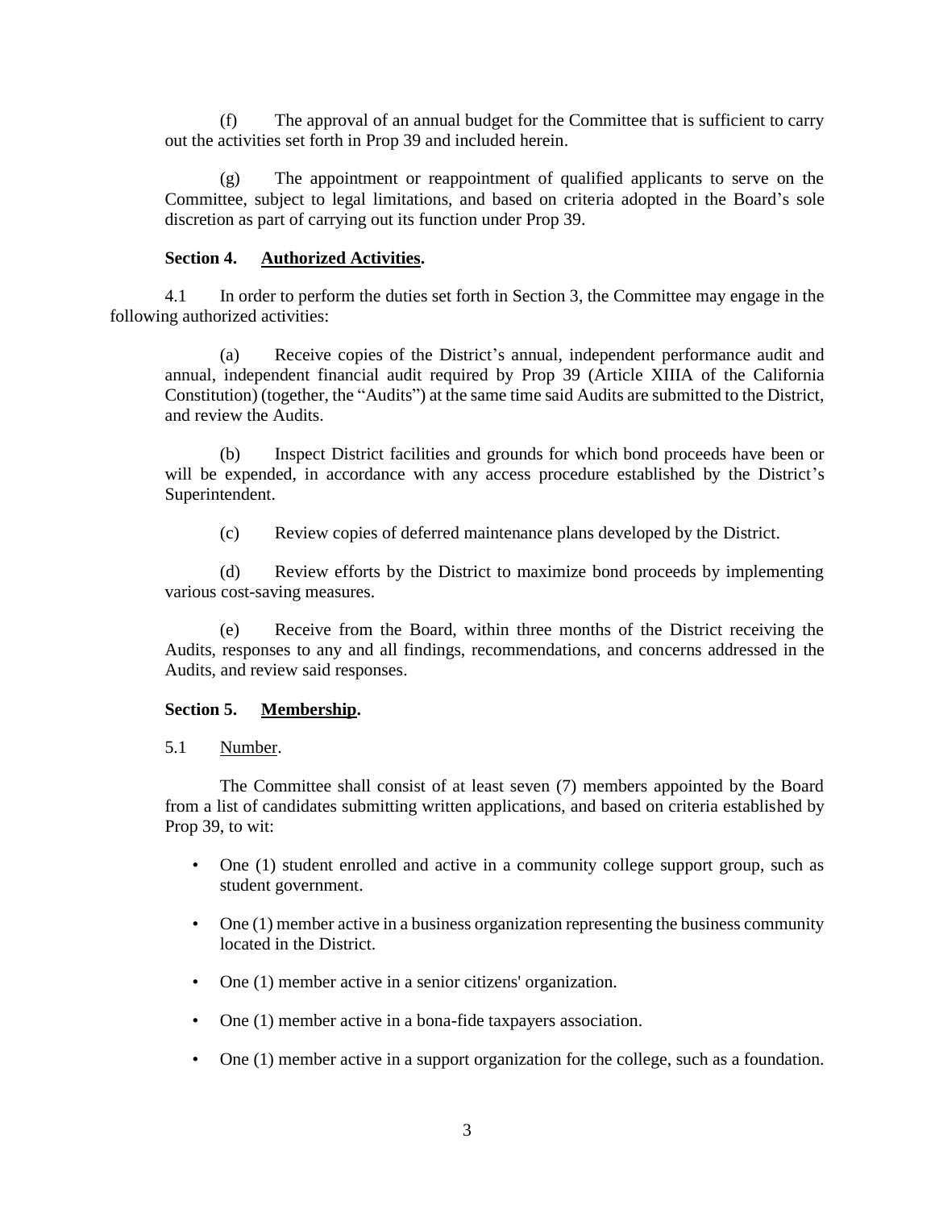(f) The approval of an annual budget for the Committee that is sufficient to carry out the activities set forth in Prop 39 and included herein.

(g) The appointment or reappointment of qualified applicants to serve on the Committee, subject to legal limitations, and based on criteria adopted in the Board's sole discretion as part of carrying out its function under Prop 39.

**Section 4. Authorized Activities.**

4.1 In order to perform the duties set forth in Section 3, the Committee may engage in the following authorized activities:

(a) Receive copies of the District's annual, independent performance audit and annual, independent financial audit required by Prop 39 (Article XIIIA of the California Constitution) (together, the "Audits") at the same time said Audits are submitted to the District, and review the Audits.

(b) Inspect District facilities and grounds for which bond proceeds have been or will be expended, in accordance with any access procedure established by the District's Superintendent.

(c) Review copies of deferred maintenance plans developed by the District.

(d) Review efforts by the District to maximize bond proceeds by implementing various cost-saving measures.

(e) Receive from the Board, within three months of the District receiving the Audits, responses to any and all findings, recommendations, and concerns addressed in the Audits, and review said responses.

**Section 5. Membership.**

5.1 Number.

The Committee shall consist of at least seven (7) members appointed by the Board from a list of candidates submitting written applications, and based on criteria established by Prop 39, to wit:

- One (1) student enrolled and active in a community college support group, such as student government.
- One (1) member active in a business organization representing the business community located in the District.
- One (1) member active in a senior citizens' organization.
- One (1) member active in a bona-fide taxpayers association.
- One (1) member active in a support organization for the college, such as a foundation.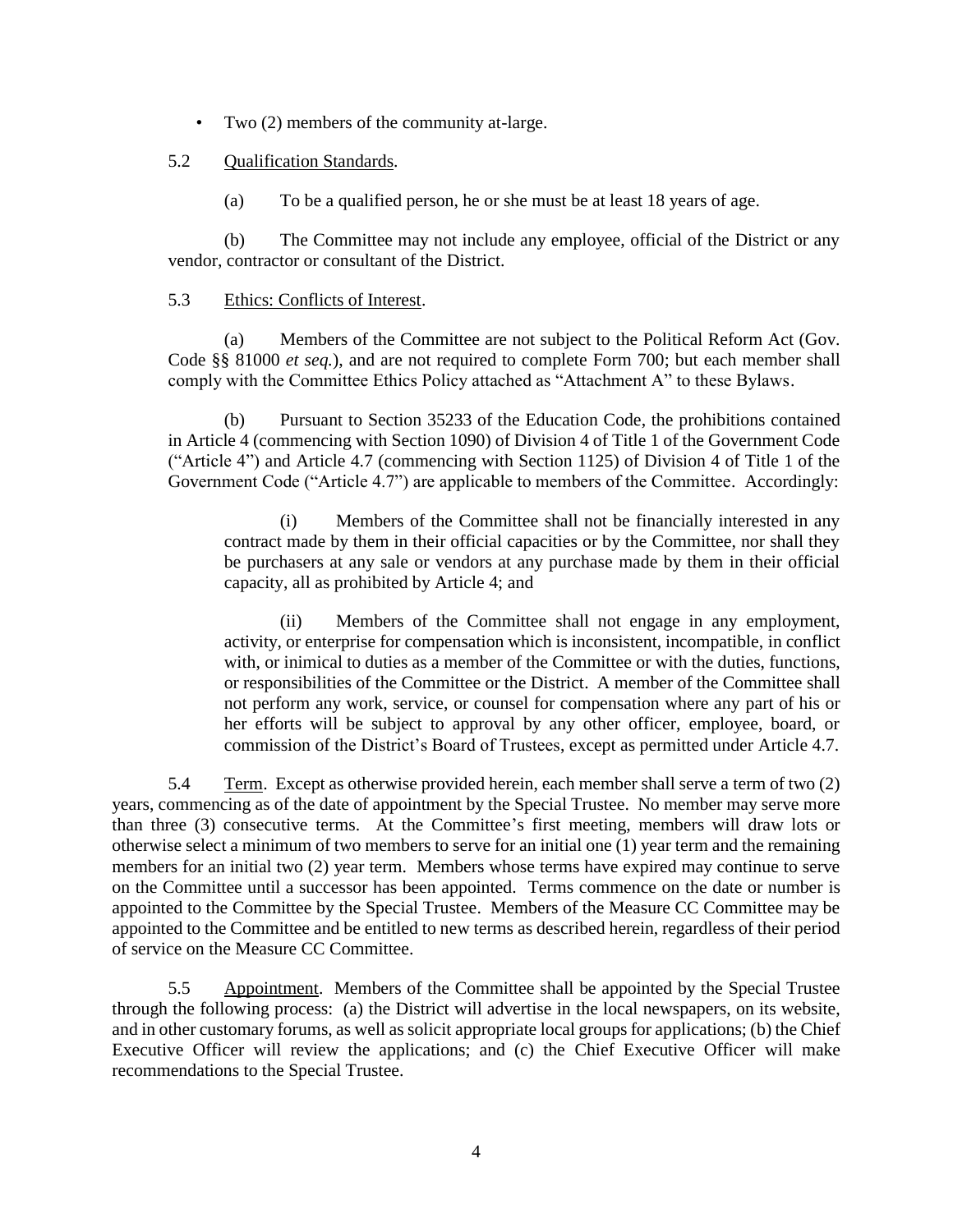- Two (2) members of the community at-large.

5.2 Qualification Standards.

(a) To be a qualified person, he or she must be at least 18 years of age.

(b) The Committee may not include any employee, official of the District or any vendor, contractor or consultant of the District.

5.3 Ethics: Conflicts of Interest.

(a) Members of the Committee are not subject to the Political Reform Act (Gov. Code §§ 81000 *et seq.*), and are not required to complete Form 700; but each member shall comply with the Committee Ethics Policy attached as "Attachment A" to these Bylaws.

(b) Pursuant to Section 35233 of the Education Code, the prohibitions contained in Article 4 (commencing with Section 1090) of Division 4 of Title 1 of the Government Code ("Article 4") and Article 4.7 (commencing with Section 1125) of Division 4 of Title 1 of the Government Code ("Article 4.7") are applicable to members of the Committee. Accordingly:

(i) Members of the Committee shall not be financially interested in any contract made by them in their official capacities or by the Committee, nor shall they be purchasers at any sale or vendors at any purchase made by them in their official capacity, all as prohibited by Article 4; and

(ii) Members of the Committee shall not engage in any employment, activity, or enterprise for compensation which is inconsistent, incompatible, in conflict with, or inimical to duties as a member of the Committee or with the duties, functions, or responsibilities of the Committee or the District. A member of the Committee shall not perform any work, service, or counsel for compensation where any part of his or her efforts will be subject to approval by any other officer, employee, board, or commission of the District's Board of Trustees, except as permitted under Article 4.7.

5.4 Term. Except as otherwise provided herein, each member shall serve a term of two (2) years, commencing as of the date of appointment by the Special Trustee. No member may serve more than three (3) consecutive terms. At the Committee's first meeting, members will draw lots or otherwise select a minimum of two members to serve for an initial one (1) year term and the remaining members for an initial two (2) year term. Members whose terms have expired may continue to serve on the Committee until a successor has been appointed. Terms commence on the date or number is appointed to the Committee by the Special Trustee. Members of the Measure CC Committee may be appointed to the Committee and be entitled to new terms as described herein, regardless of their period of service on the Measure CC Committee.

5.5 Appointment. Members of the Committee shall be appointed by the Special Trustee through the following process: (a) the District will advertise in the local newspapers, on its website, and in other customary forums, as well as solicit appropriate local groups for applications; (b) the Chief Executive Officer will review the applications; and (c) the Chief Executive Officer will make recommendations to the Special Trustee.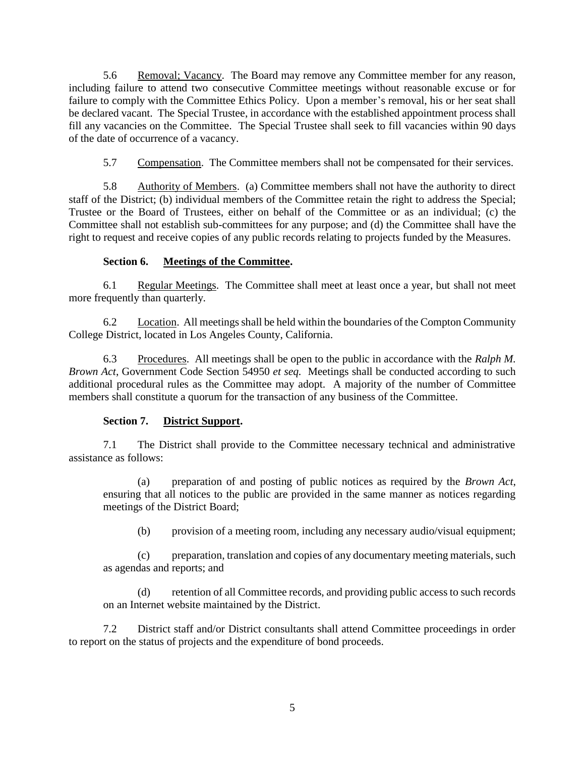5.6 Removal; Vacancy. The Board may remove any Committee member for any reason, including failure to attend two consecutive Committee meetings without reasonable excuse or for failure to comply with the Committee Ethics Policy. Upon a member's removal, his or her seat shall be declared vacant. The Special Trustee, in accordance with the established appointment process shall fill any vacancies on the Committee. The Special Trustee shall seek to fill vacancies within 90 days of the date of occurrence of a vacancy.

5.7 Compensation. The Committee members shall not be compensated for their services.

5.8 Authority of Members. (a) Committee members shall not have the authority to direct staff of the District; (b) individual members of the Committee retain the right to address the Special; Trustee or the Board of Trustees, either on behalf of the Committee or as an individual; (c) the Committee shall not establish sub-committees for any purpose; and (d) the Committee shall have the right to request and receive copies of any public records relating to projects funded by the Measures.

**Section 6. Meetings of the Committee.**

6.1 Regular Meetings. The Committee shall meet at least once a year, but shall not meet more frequently than quarterly.

6.2 Location. All meetings shall be held within the boundaries of the Compton Community College District, located in Los Angeles County, California.

6.3 Procedures. All meetings shall be open to the public in accordance with the *Ralph M. Brown Act*, Government Code Section 54950 *et seq.* Meetings shall be conducted according to such additional procedural rules as the Committee may adopt. A majority of the number of Committee members shall constitute a quorum for the transaction of any business of the Committee.

**Section 7. District Support.**

7.1 The District shall provide to the Committee necessary technical and administrative assistance as follows:

(a) preparation of and posting of public notices as required by the *Brown Act*, ensuring that all notices to the public are provided in the same manner as notices regarding meetings of the District Board;

(b) provision of a meeting room, including any necessary audio/visual equipment;

(c) preparation, translation and copies of any documentary meeting materials, such as agendas and reports; and

(d) retention of all Committee records, and providing public access to such records on an Internet website maintained by the District.

7.2 District staff and/or District consultants shall attend Committee proceedings in order to report on the status of projects and the expenditure of bond proceeds.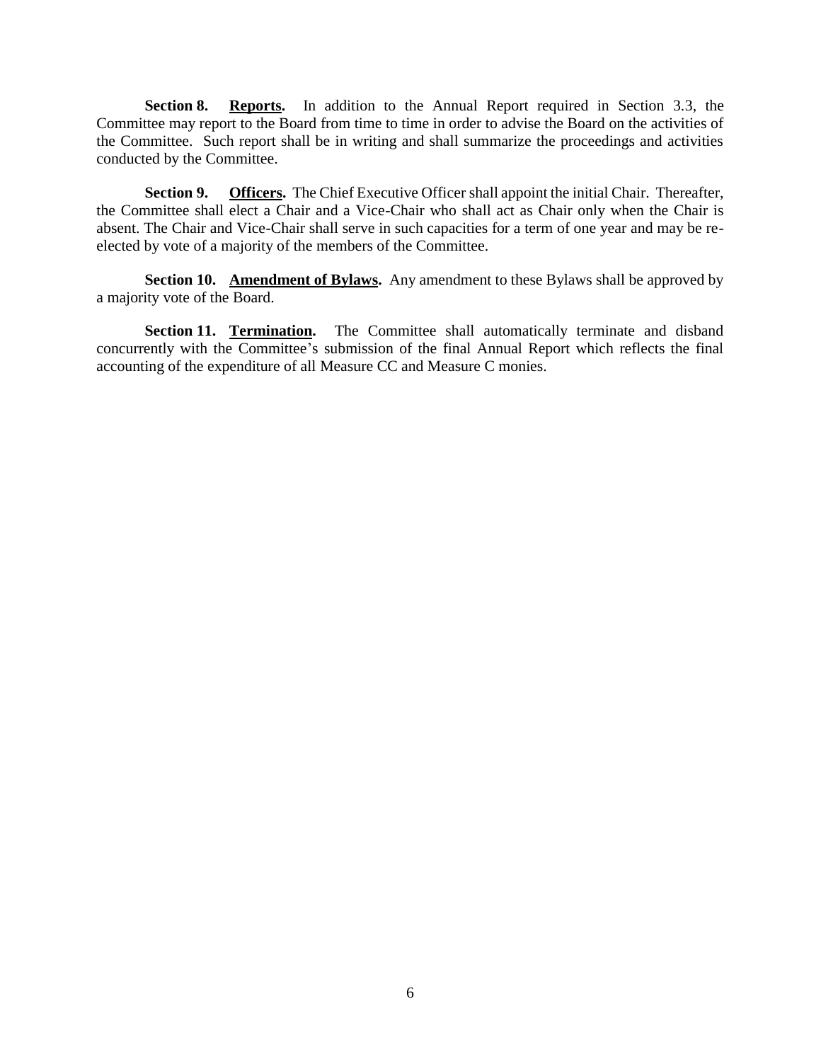**Section 8.** **<u>Reports</u>.** In addition to the Annual Report required in Section 3.3, the Committee may report to the Board from time to time in order to advise the Board on the activities of the Committee. Such report shall be in writing and shall summarize the proceedings and activities conducted by the Committee.

**Section 9.** **<u>Officers</u>.** The Chief Executive Officer shall appoint the initial Chair. Thereafter, the Committee shall elect a Chair and a Vice-Chair who shall act as Chair only when the Chair is absent. The Chair and Vice-Chair shall serve in such capacities for a term of one year and may be re-elected by vote of a majority of the members of the Committee.

**Section 10.** **<u>Amendment of Bylaws</u>.** Any amendment to these Bylaws shall be approved by a majority vote of the Board.

**Section 11.** **<u>Termination</u>.** The Committee shall automatically terminate and disband concurrently with the Committee's submission of the final Annual Report which reflects the final accounting of the expenditure of all Measure CC and Measure C monies.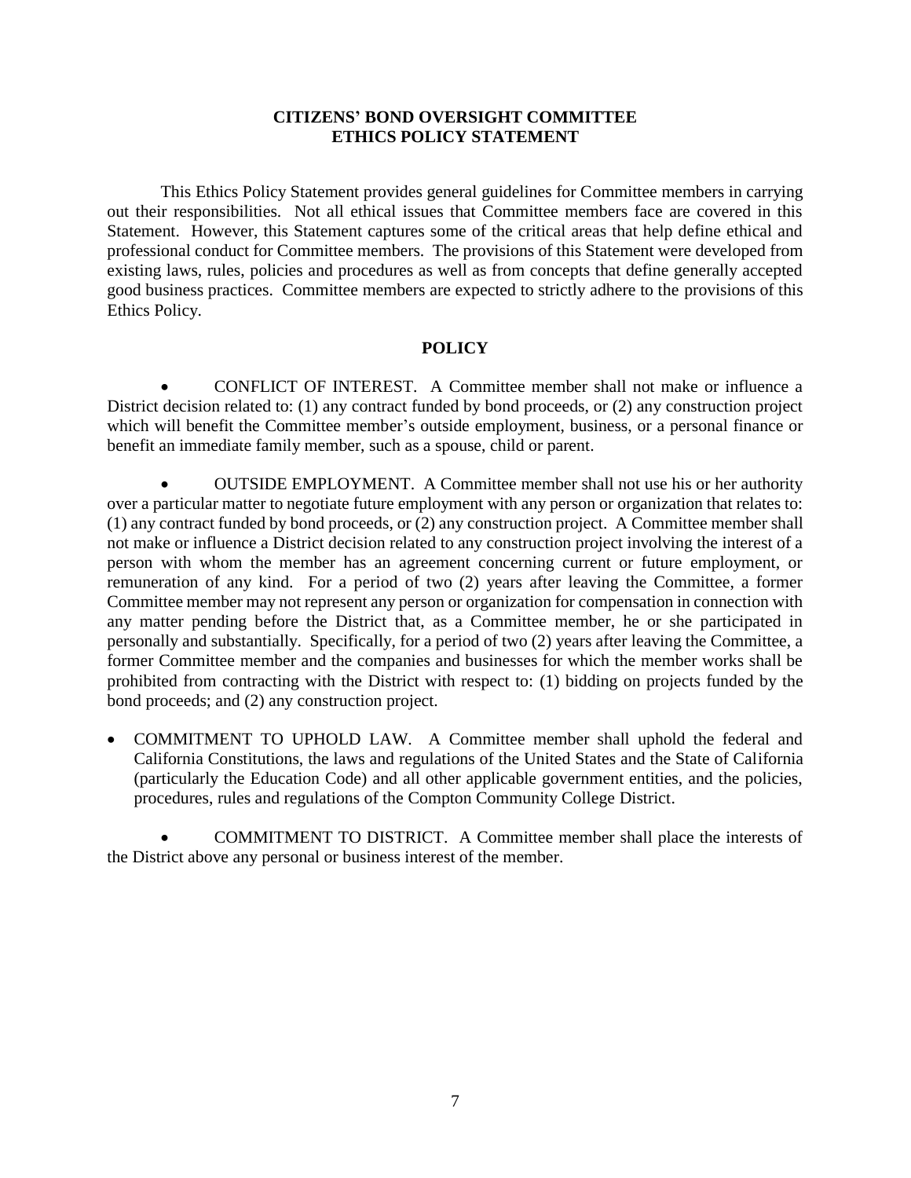## CITIZENS' BOND OVERSIGHT COMMITTEE
## ETHICS POLICY STATEMENT

This Ethics Policy Statement provides general guidelines for Committee members in carrying out their responsibilities. Not all ethical issues that Committee members face are covered in this Statement. However, this Statement captures some of the critical areas that help define ethical and professional conduct for Committee members. The provisions of this Statement were developed from existing laws, rules, policies and procedures as well as from concepts that define generally accepted good business practices. Committee members are expected to strictly adhere to the provisions of this Ethics Policy.

### POLICY

- CONFLICT OF INTEREST. A Committee member shall not make or influence a District decision related to: (1) any contract funded by bond proceeds, or (2) any construction project which will benefit the Committee member's outside employment, business, or a personal finance or benefit an immediate family member, such as a spouse, child or parent.

- OUTSIDE EMPLOYMENT. A Committee member shall not use his or her authority over a particular matter to negotiate future employment with any person or organization that relates to: (1) any contract funded by bond proceeds, or (2) any construction project. A Committee member shall not make or influence a District decision related to any construction project involving the interest of a person with whom the member has an agreement concerning current or future employment, or remuneration of any kind. For a period of two (2) years after leaving the Committee, a former Committee member may not represent any person or organization for compensation in connection with any matter pending before the District that, as a Committee member, he or she participated in personally and substantially. Specifically, for a period of two (2) years after leaving the Committee, a former Committee member and the companies and businesses for which the member works shall be prohibited from contracting with the District with respect to: (1) bidding on projects funded by the bond proceeds; and (2) any construction project.

- COMMITMENT TO UPHOLD LAW. A Committee member shall uphold the federal and California Constitutions, the laws and regulations of the United States and the State of California (particularly the Education Code) and all other applicable government entities, and the policies, procedures, rules and regulations of the Compton Community College District.

- COMMITMENT TO DISTRICT. A Committee member shall place the interests of the District above any personal or business interest of the member.